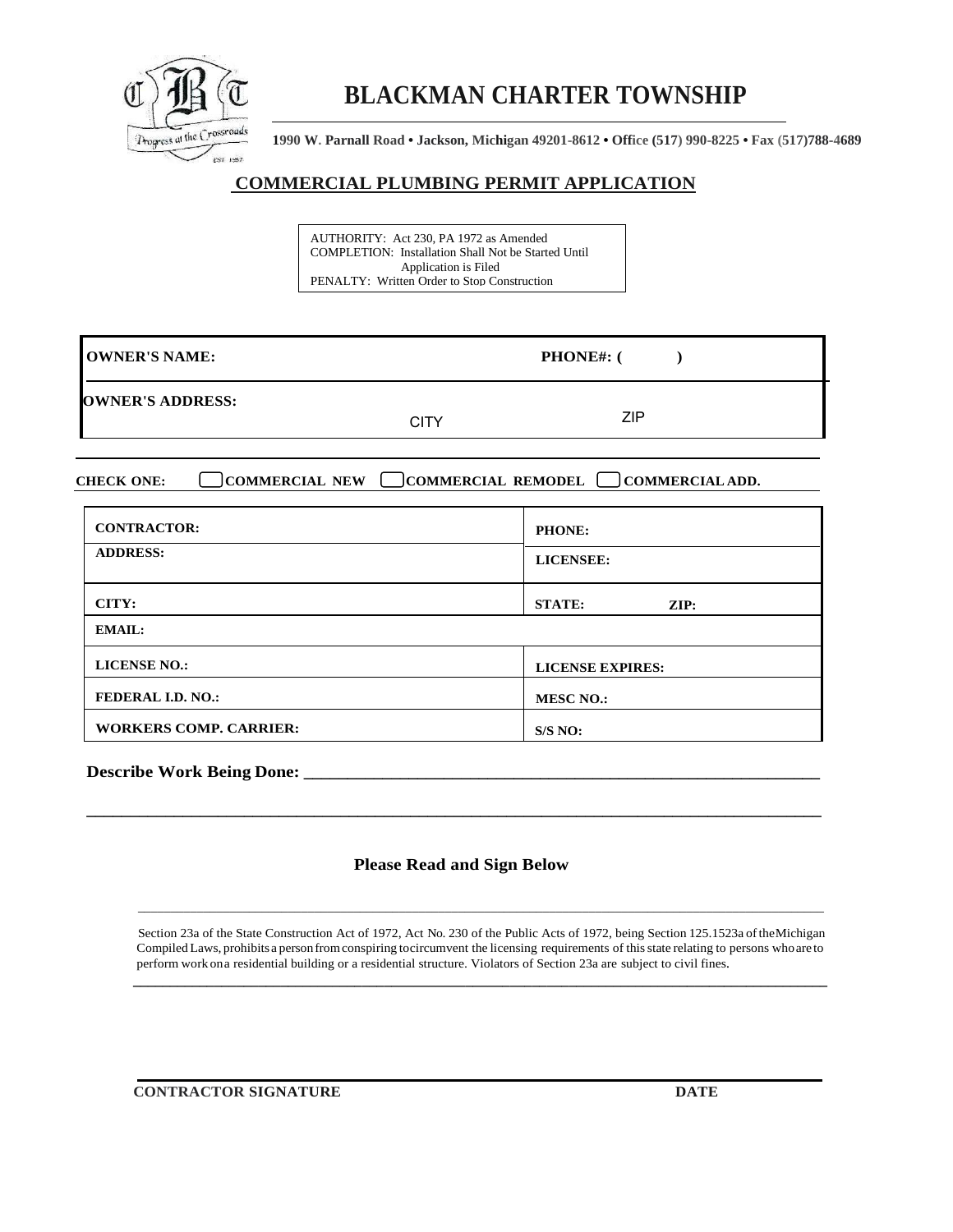# BLACKMAN CHARTER TOWNSHIP

**1990 W. Parnall Road • Jackson, Michigan 49201-8612 • Office (517) 990-8225 • Fax (517)788-4689**

## COMMERCIAL PLUMBING PERMIT APPLICATION

AUTHORITY: Act 230, PA 1972 as Amended
COMPLETION: Installation Shall Not be Started Until Application is Filed
PENALTY: Written Order to Stop Construction

| | |
|---|---|
| **OWNER'S NAME:** | **PHONE#: (          )** |
| **OWNER'S ADDRESS:** CITY | ZIP |

**CHECK ONE:** ☐ **COMMERCIAL NEW** ☐ **COMMERCIAL REMODEL** ☐ **COMMERCIAL ADD.**

| | |
|---|---|
| **CONTRACTOR:** | **PHONE:** |
| **ADDRESS:** | **LICENSEE:** |
| **CITY:** | **STATE:** **ZIP:** |
| **EMAIL:** | |
| **LICENSE NO.:** | **LICENSE EXPIRES:** |
| **FEDERAL I.D. NO.:** | **MESC NO.:** |
| **WORKERS COMP. CARRIER:** | **S/S NO:** |

**Describe Work Being Done:** ______________________________________________________________

______________________________________________________________________________

**Please Read and Sign Below**

Section 23a of the State Construction Act of 1972, Act No. 230 of the Public Acts of 1972, being Section 125.1523a of the Michigan Compiled Laws, prohibits a person from conspiring to circumvent the licensing requirements of this state relating to persons who are to perform work on a residential building or a residential structure. Violators of Section 23a are subject to civil fines.

**CONTRACTOR SIGNATURE** **DATE**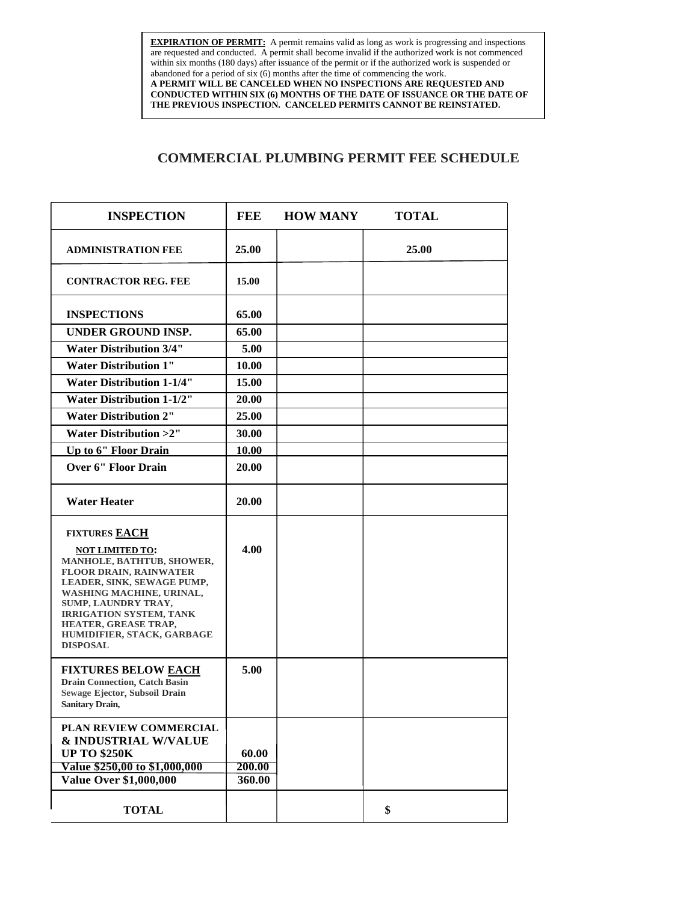**EXPIRATION OF PERMIT:** A permit remains valid as long as work is progressing and inspections are requested and conducted. A permit shall become invalid if the authorized work is not commenced within six months (180 days) after issuance of the permit or if the authorized work is suspended or abandoned for a period of six (6) months after the time of commencing the work.
**A PERMIT WILL BE CANCELED WHEN NO INSPECTIONS ARE REQUESTED AND CONDUCTED WITHIN SIX (6) MONTHS OF THE DATE OF ISSUANCE OR THE DATE OF THE PREVIOUS INSPECTION. CANCELED PERMITS CANNOT BE REINSTATED.**

## COMMERCIAL PLUMBING PERMIT FEE SCHEDULE

| INSPECTION | FEE | HOW MANY | TOTAL |
|---|---|---|---|
| ADMINISTRATION FEE | 25.00 | | 25.00 |
| CONTRACTOR REG. FEE | 15.00 | | |
| INSPECTIONS | 65.00 | | |
| UNDER GROUND INSP. | 65.00 | | |
| Water Distribution 3/4" | 5.00 | | |
| Water Distribution 1" | 10.00 | | |
| Water Distribution 1-1/4" | 15.00 | | |
| Water Distribution 1-1/2" | 20.00 | | |
| Water Distribution 2" | 25.00 | | |
| Water Distribution >2" | 30.00 | | |
| Up to 6" Floor Drain | 10.00 | | |
| Over 6" Floor Drain | 20.00 | | |
| Water Heater | 20.00 | | |
| FIXTURES **EACH** NOT LIMITED TO: MANHOLE, BATHTUB, SHOWER, FLOOR DRAIN, RAINWATER LEADER, SINK, SEWAGE PUMP, WASHING MACHINE, URINAL, SUMP, LAUNDRY TRAY, IRRIGATION SYSTEM, TANK HEATER, GREASE TRAP, HUMIDIFIER, STACK, GARBAGE DISPOSAL | 4.00 | | |
| FIXTURES BELOW **EACH** Drain Connection, Catch Basin Sewage Ejector, Subsoil Drain Sanitary Drain, | 5.00 | | |
| PLAN REVIEW COMMERCIAL & INDUSTRIAL W/VALUE UP TO $250K | 60.00 | | |
| Value $250,00 to $1,000,000 | 200.00 | | |
| Value Over $1,000,000 | 360.00 | | |
| TOTAL | | | $ |